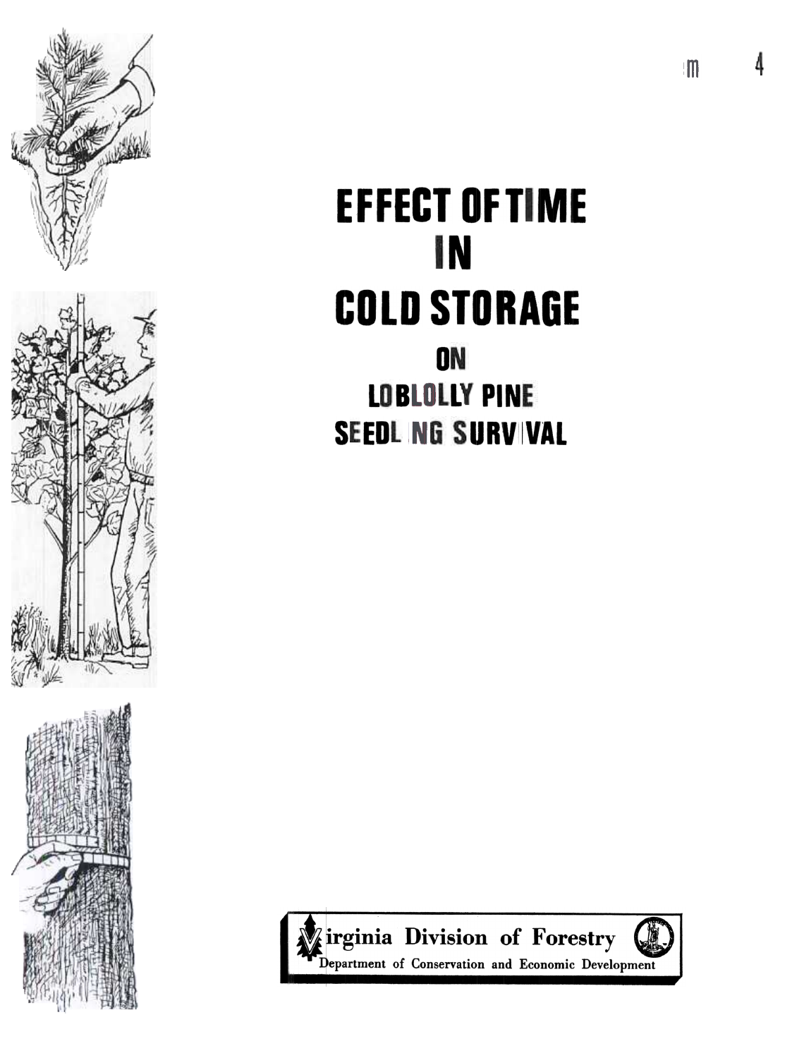# EFFECT OF TIME IN COLD STORAGE ON LOBLOLLY PINE SEEDLING SURVIVAL

Virginia Division of Forestry

Department of Conservation and Economic Development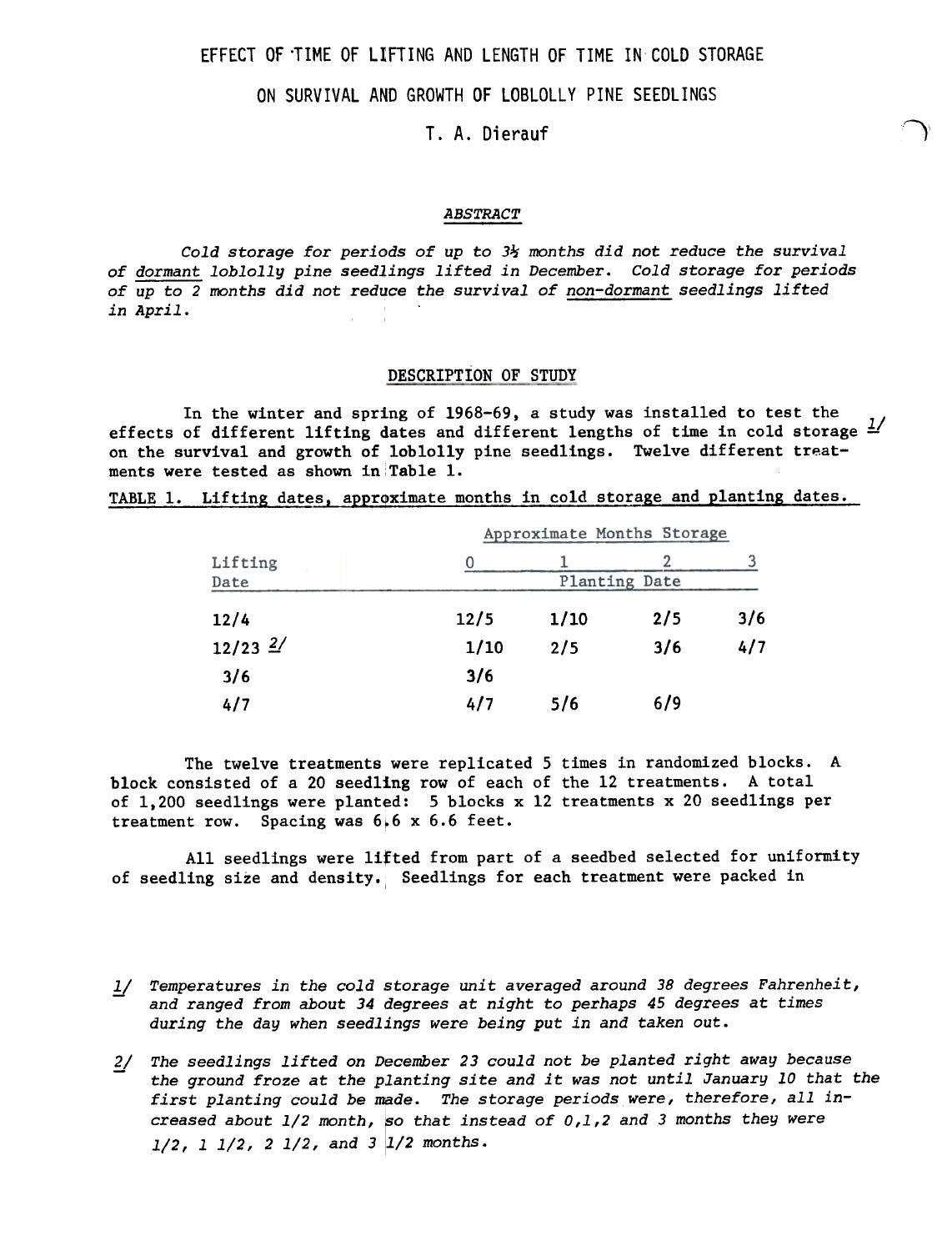# EFFECT OF TIME OF LIFTING AND LENGTH OF TIME IN COLD STORAGE ON SURVIVAL AND GROWTH OF LOBLOLLY PINE SEEDLINGS

T. A. Dierauf

## ABSTRACT

*Cold storage for periods of up to 3½ months did not reduce the survival of dormant loblolly pine seedlings lifted in December. Cold storage for periods of up to 2 months did not reduce the survival of non-dormant seedlings lifted in April.*

## DESCRIPTION OF STUDY

In the winter and spring of 1968-69, a study was installed to test the effects of different lifting dates and different lengths of time in cold storage [1/] on the survival and growth of loblolly pine seedlings. Twelve different treatments were tested as shown in Table 1.

TABLE 1. Lifting dates, approximate months in cold storage and planting dates.

| Lifting Date | Approximate Months Storage: 0 | 1 | 2 | 3 |
|---|---|---|---|---|
| | Planting Date | | | |
| 12/4 | 12/5 | 1/10 | 2/5 | 3/6 |
| 12/23 [2/] | 1/10 | 2/5 | 3/6 | 4/7 |
| 3/6 | 3/6 | | | |
| 4/7 | 4/7 | 5/6 | 6/9 | |

The twelve treatments were replicated 5 times in randomized blocks. A block consisted of a 20 seedling row of each of the 12 treatments. A total of 1,200 seedlings were planted: 5 blocks x 12 treatments x 20 seedlings per treatment row. Spacing was 6.6 x 6.6 feet.

All seedlings were lifted from part of a seedbed selected for uniformity of seedling size and density. Seedlings for each treatment were packed in

1/ *Temperatures in the cold storage unit averaged around 38 degrees Fahrenheit, and ranged from about 34 degrees at night to perhaps 45 degrees at times during the day when seedlings were being put in and taken out.*

2/ *The seedlings lifted on December 23 could not be planted right away because the ground froze at the planting site and it was not until January 10 that the first planting could be made. The storage periods were, therefore, all increased about 1/2 month, so that instead of 0,1,2 and 3 months they were 1/2, 1 1/2, 2 1/2, and 3 1/2 months.*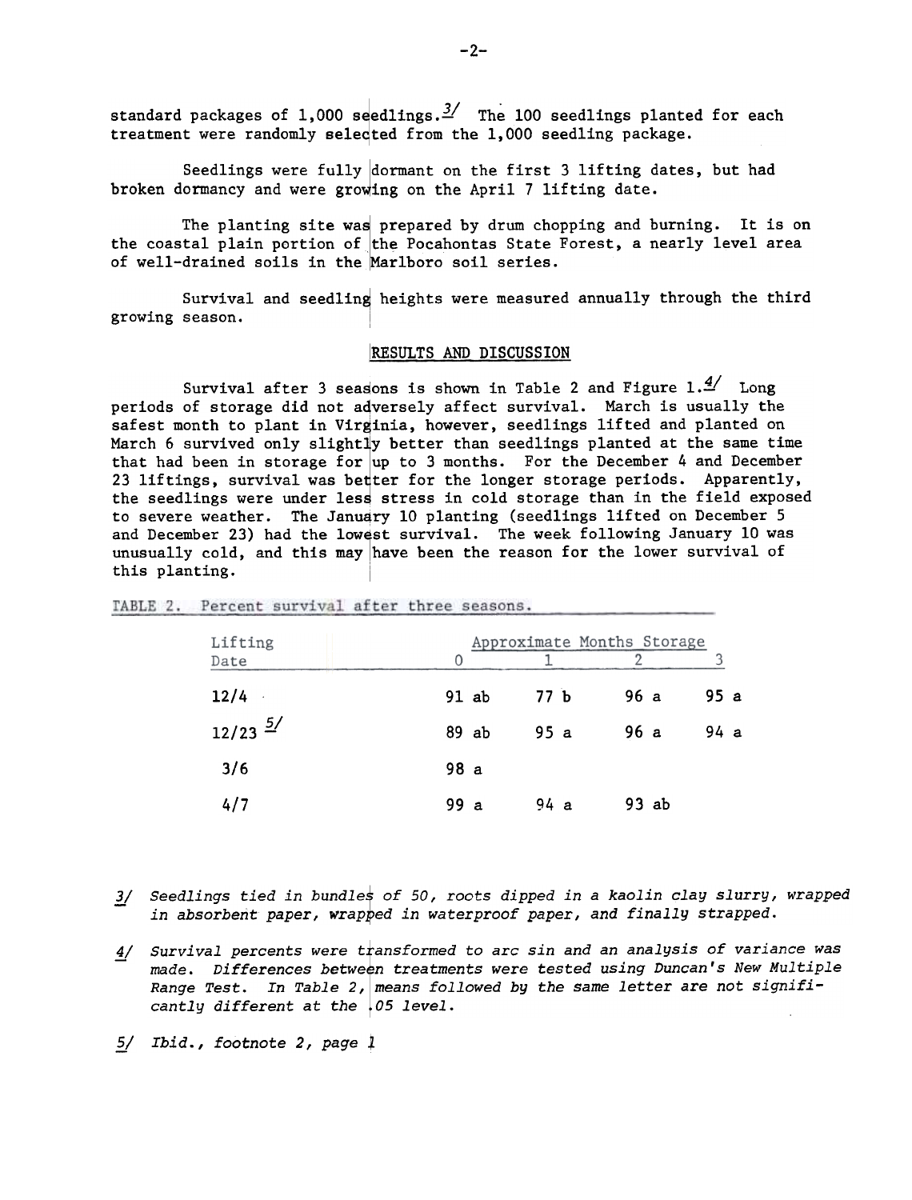standard packages of 1,000 seedlings.[3/] The 100 seedlings planted for each treatment were randomly selected from the 1,000 seedling package.

Seedlings were fully dormant on the first 3 lifting dates, but had broken dormancy and were growing on the April 7 lifting date.

The planting site was prepared by drum chopping and burning. It is on the coastal plain portion of the Pocahontas State Forest, a nearly level area of well-drained soils in the Marlboro soil series.

Survival and seedling heights were measured annually through the third growing season.

## RESULTS AND DISCUSSION

Survival after 3 seasons is shown in Table 2 and Figure 1.[4/] Long periods of storage did not adversely affect survival. March is usually the safest month to plant in Virginia, however, seedlings lifted and planted on March 6 survived only slightly better than seedlings planted at the same time that had been in storage for up to 3 months. For the December 4 and December 23 liftings, survival was better for the longer storage periods. Apparently, the seedlings were under less stress in cold storage than in the field exposed to severe weather. The January 10 planting (seedlings lifted on December 5 and December 23) had the lowest survival. The week following January 10 was unusually cold, and this may have been the reason for the lower survival of this planting.

TABLE 2. Percent survival after three seasons.

| Lifting Date | Approximate Months Storage | | | |
|---|---|---|---|---|
| | 0 | 1 | 2 | 3 |
| 12/4 | 91 ab | 77 b | 96 a | 95 a |
| 12/23 [5/] | 89 ab | 95 a | 96 a | 94 a |
| 3/6 | 98 a | | | |
| 4/7 | 99 a | 94 a | 93 ab | |

3/ *Seedlings tied in bundles of 50, roots dipped in a kaolin clay slurry, wrapped in absorbent paper, wrapped in waterproof paper, and finally strapped.*

4/ *Survival percents were transformed to arc sin and an analysis of variance was made. Differences between treatments were tested using Duncan's New Multiple Range Test. In Table 2, means followed by the same letter are not significantly different at the .05 level.*

5/ *Ibid., footnote 2, page 1*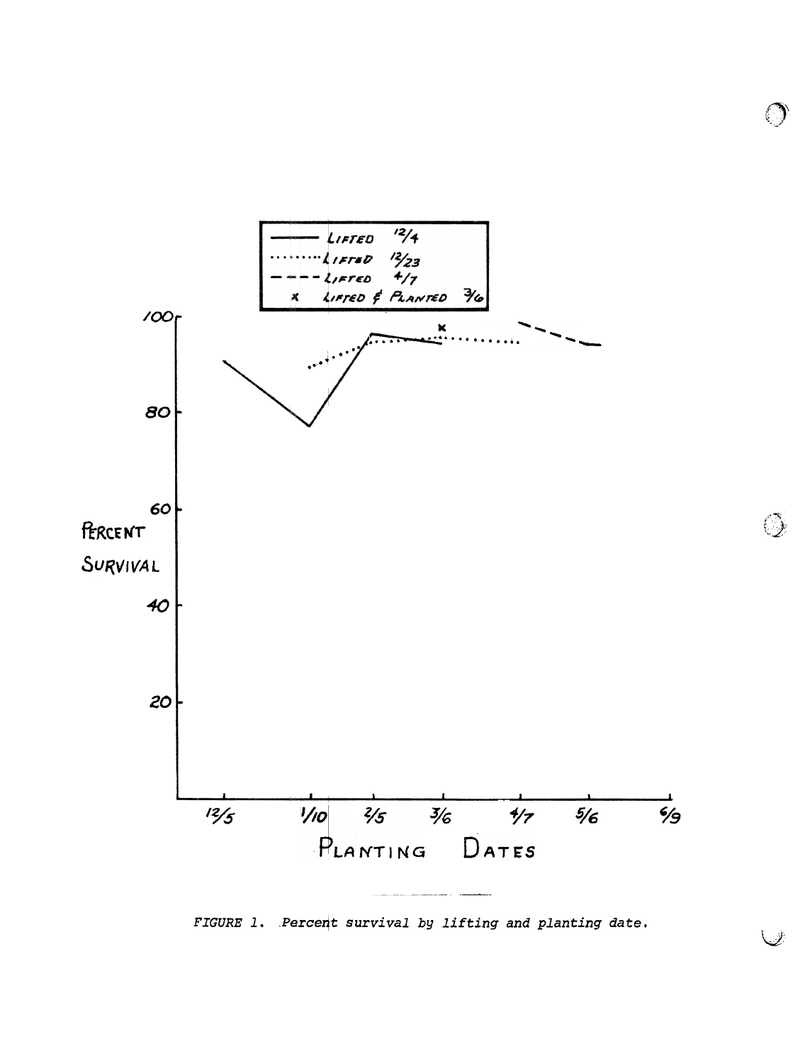FIGURE 1. Percent survival by lifting and planting date.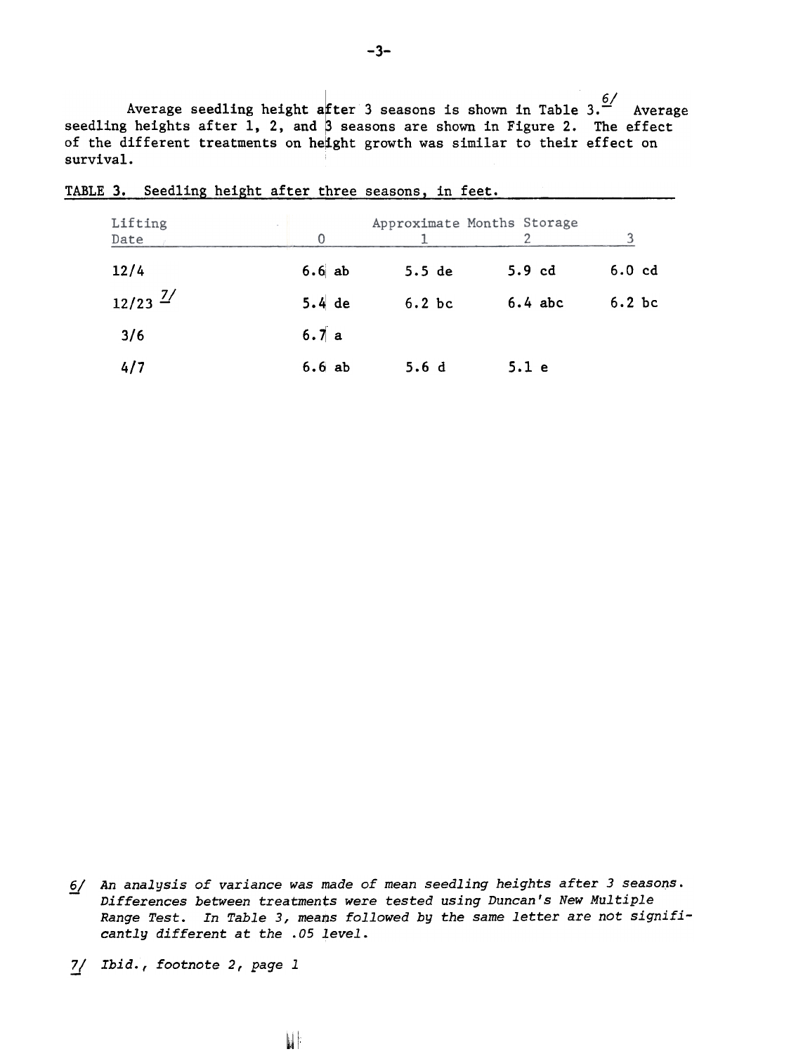Average seedling height after 3 seasons is shown in Table 3.[6/] Average seedling heights after 1, 2, and 3 seasons are shown in Figure 2. The effect of the different treatments on height growth was similar to their effect on survival.

TABLE 3. Seedling height after three seasons, in feet.

| Lifting Date | Approximate Months Storage 0 | 1 | 2 | 3 |
|---|---|---|---|---|
| 12/4 | 6.6 ab | 5.5 de | 5.9 cd | 6.0 cd |
| 12/23 [7/] | 5.4 de | 6.2 bc | 6.4 abc | 6.2 bc |
| 3/6 | 6.7 a | | | |
| 4/7 | 6.6 ab | 5.6 d | 5.1 e | |

6/ *An analysis of variance was made of mean seedling heights after 3 seasons. Differences between treatments were tested using Duncan's New Multiple Range Test. In Table 3, means followed by the same letter are not significantly different at the .05 level.*

7/ *Ibid., footnote 2, page 1*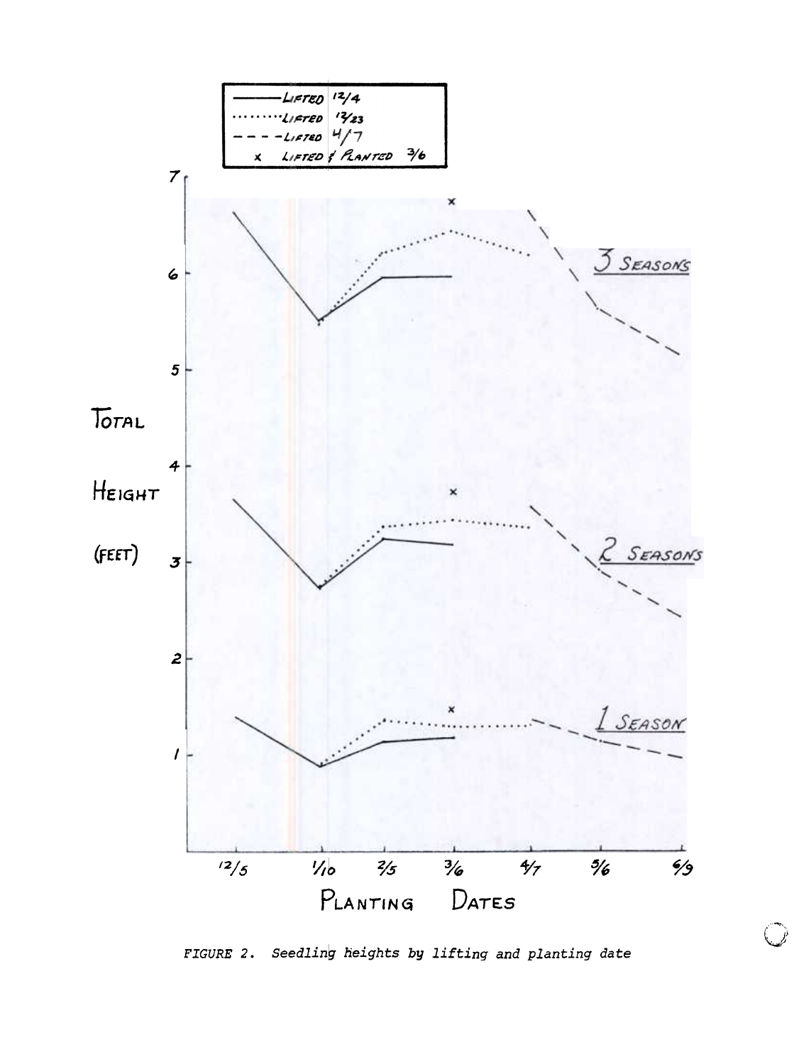——Lifted 12/4
········Lifted 12/23
- - - -Lifted 4/7
x Lifted & Planted 3/6

Total Height (feet)

7
6
5
4
3
2
1

3 Seasons

2 Seasons

1 Season

12/5 1/10 2/5 3/6 4/7 5/6 6/9

Planting Dates

FIGURE 2. Seedling heights by lifting and planting date